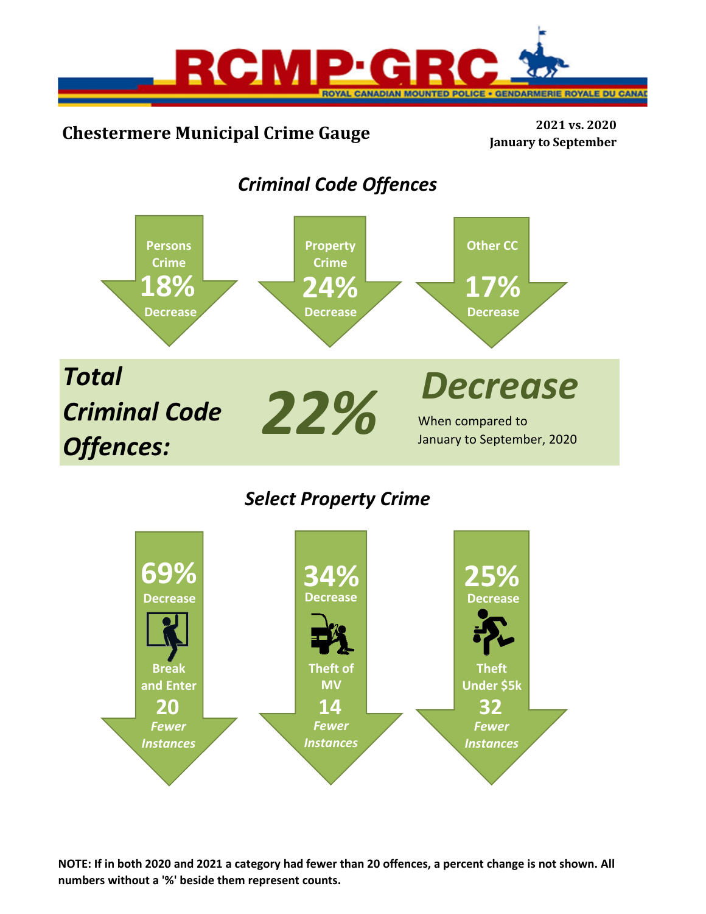RCMP·GRC

ROYAL CANADIAN MOUNTED POLICE • GENDARMERIE ROYALE DU CANADA

# Chestermere Municipal Crime Gauge

**2021 vs. 2020**
**January to September**

## *Criminal Code Offences*

**Persons Crime**
**18%**
**Decrease**

**Property Crime**
**24%**
**Decrease**

**Other CC**
**17%**
**Decrease**

***Total Criminal Code Offences:*** ***22%*** ***Decrease***

When compared to January to September, 2020

## *Select Property Crime*

**69%**
**Decrease**
**Break and Enter**
**20**
***Fewer Instances***

**34%**
**Decrease**
**Theft of MV**
**14**
***Fewer Instances***

**25%**
**Decrease**
**Theft Under $5k**
**32**
***Fewer Instances***

**NOTE: If in both 2020 and 2021 a category had fewer than 20 offences, a percent change is not shown. All numbers without a '%' beside them represent counts.**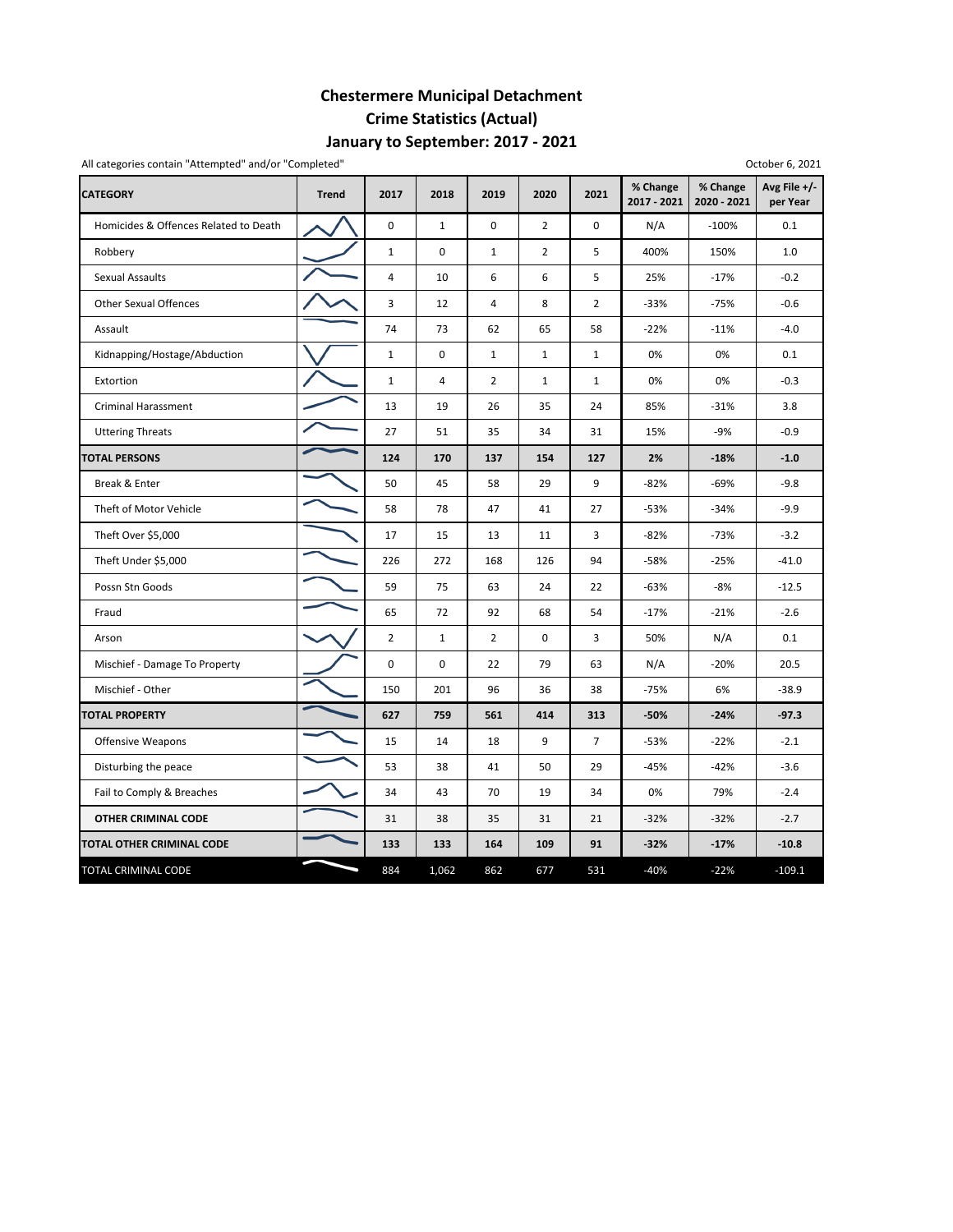# Chestermere Municipal Detachment
## Crime Statistics (Actual)
## January to September: 2017 - 2021

All categories contain "Attempted" and/or "Completed"

October 6, 2021

| CATEGORY | Trend | 2017 | 2018 | 2019 | 2020 | 2021 | % Change 2017 - 2021 | % Change 2020 - 2021 | Avg File +/- per Year |
|---|---|---|---|---|---|---|---|---|---|
| Homicides & Offences Related to Death | | 0 | 1 | 0 | 2 | 0 | N/A | -100% | 0.1 |
| Robbery | | 1 | 0 | 1 | 2 | 5 | 400% | 150% | 1.0 |
| Sexual Assaults | | 4 | 10 | 6 | 6 | 5 | 25% | -17% | -0.2 |
| Other Sexual Offences | | 3 | 12 | 4 | 8 | 2 | -33% | -75% | -0.6 |
| Assault | | 74 | 73 | 62 | 65 | 58 | -22% | -11% | -4.0 |
| Kidnapping/Hostage/Abduction | | 1 | 0 | 1 | 1 | 1 | 0% | 0% | 0.1 |
| Extortion | | 1 | 4 | 2 | 1 | 1 | 0% | 0% | -0.3 |
| Criminal Harassment | | 13 | 19 | 26 | 35 | 24 | 85% | -31% | 3.8 |
| Uttering Threats | | 27 | 51 | 35 | 34 | 31 | 15% | -9% | -0.9 |
| **TOTAL PERSONS** | | **124** | **170** | **137** | **154** | **127** | **2%** | **-18%** | **-1.0** |
| Break & Enter | | 50 | 45 | 58 | 29 | 9 | -82% | -69% | -9.8 |
| Theft of Motor Vehicle | | 58 | 78 | 47 | 41 | 27 | -53% | -34% | -9.9 |
| Theft Over $5,000 | | 17 | 15 | 13 | 11 | 3 | -82% | -73% | -3.2 |
| Theft Under $5,000 | | 226 | 272 | 168 | 126 | 94 | -58% | -25% | -41.0 |
| Possn Stn Goods | | 59 | 75 | 63 | 24 | 22 | -63% | -8% | -12.5 |
| Fraud | | 65 | 72 | 92 | 68 | 54 | -17% | -21% | -2.6 |
| Arson | | 2 | 1 | 2 | 0 | 3 | 50% | N/A | 0.1 |
| Mischief - Damage To Property | | 0 | 0 | 22 | 79 | 63 | N/A | -20% | 20.5 |
| Mischief - Other | | 150 | 201 | 96 | 36 | 38 | -75% | 6% | -38.9 |
| **TOTAL PROPERTY** | | **627** | **759** | **561** | **414** | **313** | **-50%** | **-24%** | **-97.3** |
| Offensive Weapons | | 15 | 14 | 18 | 9 | 7 | -53% | -22% | -2.1 |
| Disturbing the peace | | 53 | 38 | 41 | 50 | 29 | -45% | -42% | -3.6 |
| Fail to Comply & Breaches | | 34 | 43 | 70 | 19 | 34 | 0% | 79% | -2.4 |
| **OTHER CRIMINAL CODE** | | 31 | 38 | 35 | 31 | 21 | -32% | -32% | -2.7 |
| **TOTAL OTHER CRIMINAL CODE** | | **133** | **133** | **164** | **109** | **91** | **-32%** | **-17%** | **-10.8** |
| TOTAL CRIMINAL CODE | | 884 | 1,062 | 862 | 677 | 531 | -40% | -22% | -109.1 |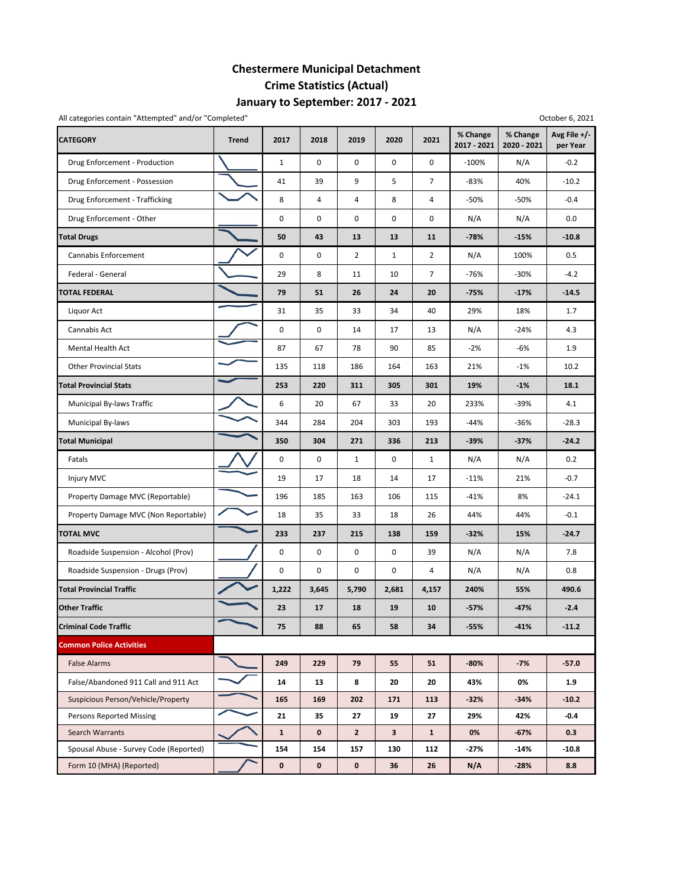# Chestermere Municipal Detachment
## Crime Statistics (Actual)
## January to September: 2017 - 2021

All categories contain "Attempted" and/or "Completed"

October 6, 2021

| CATEGORY | Trend | 2017 | 2018 | 2019 | 2020 | 2021 | % Change 2017 - 2021 | % Change 2020 - 2021 | Avg File +/- per Year |
|---|---|---|---|---|---|---|---|---|---|
| Drug Enforcement - Production | | 1 | 0 | 0 | 0 | 0 | -100% | N/A | -0.2 |
| Drug Enforcement - Possession | | 41 | 39 | 9 | 5 | 7 | -83% | 40% | -10.2 |
| Drug Enforcement - Trafficking | | 8 | 4 | 4 | 8 | 4 | -50% | -50% | -0.4 |
| Drug Enforcement - Other | | 0 | 0 | 0 | 0 | 0 | N/A | N/A | 0.0 |
| **Total Drugs** | | **50** | **43** | **13** | **13** | **11** | **-78%** | **-15%** | **-10.8** |
| Cannabis Enforcement | | 0 | 0 | 2 | 1 | 2 | N/A | 100% | 0.5 |
| Federal - General | | 29 | 8 | 11 | 10 | 7 | -76% | -30% | -4.2 |
| **TOTAL FEDERAL** | | **79** | **51** | **26** | **24** | **20** | **-75%** | **-17%** | **-14.5** |
| Liquor Act | | 31 | 35 | 33 | 34 | 40 | 29% | 18% | 1.7 |
| Cannabis Act | | 0 | 0 | 14 | 17 | 13 | N/A | -24% | 4.3 |
| Mental Health Act | | 87 | 67 | 78 | 90 | 85 | -2% | -6% | 1.9 |
| Other Provincial Stats | | 135 | 118 | 186 | 164 | 163 | 21% | -1% | 10.2 |
| **Total Provincial Stats** | | **253** | **220** | **311** | **305** | **301** | **19%** | **-1%** | **18.1** |
| Municipal By-laws Traffic | | 6 | 20 | 67 | 33 | 20 | 233% | -39% | 4.1 |
| Municipal By-laws | | 344 | 284 | 204 | 303 | 193 | -44% | -36% | -28.3 |
| **Total Municipal** | | **350** | **304** | **271** | **336** | **213** | **-39%** | **-37%** | **-24.2** |
| Fatals | | 0 | 0 | 1 | 0 | 1 | N/A | N/A | 0.2 |
| Injury MVC | | 19 | 17 | 18 | 14 | 17 | -11% | 21% | -0.7 |
| Property Damage MVC (Reportable) | | 196 | 185 | 163 | 106 | 115 | -41% | 8% | -24.1 |
| Property Damage MVC (Non Reportable) | | 18 | 35 | 33 | 18 | 26 | 44% | 44% | -0.1 |
| **TOTAL MVC** | | **233** | **237** | **215** | **138** | **159** | **-32%** | **15%** | **-24.7** |
| Roadside Suspension - Alcohol (Prov) | | 0 | 0 | 0 | 0 | 39 | N/A | N/A | 7.8 |
| Roadside Suspension - Drugs (Prov) | | 0 | 0 | 0 | 0 | 4 | N/A | N/A | 0.8 |
| **Total Provincial Traffic** | | **1,222** | **3,645** | **5,790** | **2,681** | **4,157** | **240%** | **55%** | **490.6** |
| **Other Traffic** | | **23** | **17** | **18** | **19** | **10** | **-57%** | **-47%** | **-2.4** |
| **Criminal Code Traffic** | | **75** | **88** | **65** | **58** | **34** | **-55%** | **-41%** | **-11.2** |
| **Common Police Activities** | | | | | | | | | |
| False Alarms | | **249** | **229** | **79** | **55** | **51** | **-80%** | **-7%** | **-57.0** |
| False/Abandoned 911 Call and 911 Act | | **14** | **13** | **8** | **20** | **20** | **43%** | **0%** | **1.9** |
| Suspicious Person/Vehicle/Property | | **165** | **169** | **202** | **171** | **113** | **-32%** | **-34%** | **-10.2** |
| Persons Reported Missing | | **21** | **35** | **27** | **19** | **27** | **29%** | **42%** | **-0.4** |
| Search Warrants | | **1** | **0** | **2** | **3** | **1** | **0%** | **-67%** | **0.3** |
| Spousal Abuse - Survey Code (Reported) | | **154** | **154** | **157** | **130** | **112** | **-27%** | **-14%** | **-10.8** |
| Form 10 (MHA) (Reported) | | **0** | **0** | **0** | **36** | **26** | **N/A** | **-28%** | **8.8** |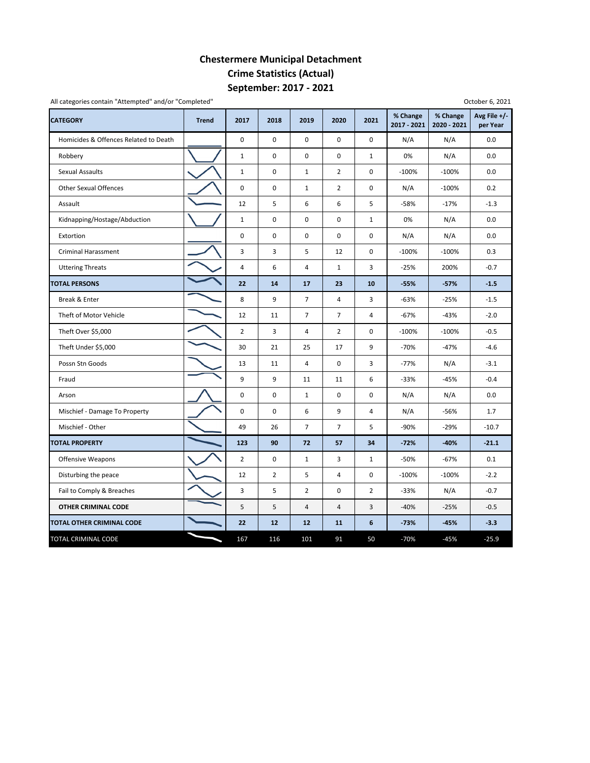# Chestermere Municipal Detachment
## Crime Statistics (Actual)
## September: 2017 - 2021

All categories contain "Attempted" and/or "Completed"

October 6, 2021

| CATEGORY | Trend | 2017 | 2018 | 2019 | 2020 | 2021 | % Change 2017 - 2021 | % Change 2020 - 2021 | Avg File +/- per Year |
|---|---|---|---|---|---|---|---|---|---|
| Homicides & Offences Related to Death | | 0 | 0 | 0 | 0 | 0 | N/A | N/A | 0.0 |
| Robbery | | 1 | 0 | 0 | 0 | 1 | 0% | N/A | 0.0 |
| Sexual Assaults | | 1 | 0 | 1 | 2 | 0 | -100% | -100% | 0.0 |
| Other Sexual Offences | | 0 | 0 | 1 | 2 | 0 | N/A | -100% | 0.2 |
| Assault | | 12 | 5 | 6 | 6 | 5 | -58% | -17% | -1.3 |
| Kidnapping/Hostage/Abduction | | 1 | 0 | 0 | 0 | 1 | 0% | N/A | 0.0 |
| Extortion | | 0 | 0 | 0 | 0 | 0 | N/A | N/A | 0.0 |
| Criminal Harassment | | 3 | 3 | 5 | 12 | 0 | -100% | -100% | 0.3 |
| Uttering Threats | | 4 | 6 | 4 | 1 | 3 | -25% | 200% | -0.7 |
| **TOTAL PERSONS** | | **22** | **14** | **17** | **23** | **10** | **-55%** | **-57%** | **-1.5** |
| Break & Enter | | 8 | 9 | 7 | 4 | 3 | -63% | -25% | -1.5 |
| Theft of Motor Vehicle | | 12 | 11 | 7 | 7 | 4 | -67% | -43% | -2.0 |
| Theft Over $5,000 | | 2 | 3 | 4 | 2 | 0 | -100% | -100% | -0.5 |
| Theft Under $5,000 | | 30 | 21 | 25 | 17 | 9 | -70% | -47% | -4.6 |
| Possn Stn Goods | | 13 | 11 | 4 | 0 | 3 | -77% | N/A | -3.1 |
| Fraud | | 9 | 9 | 11 | 11 | 6 | -33% | -45% | -0.4 |
| Arson | | 0 | 0 | 1 | 0 | 0 | N/A | N/A | 0.0 |
| Mischief - Damage To Property | | 0 | 0 | 6 | 9 | 4 | N/A | -56% | 1.7 |
| Mischief - Other | | 49 | 26 | 7 | 7 | 5 | -90% | -29% | -10.7 |
| **TOTAL PROPERTY** | | **123** | **90** | **72** | **57** | **34** | **-72%** | **-40%** | **-21.1** |
| Offensive Weapons | | 2 | 0 | 1 | 3 | 1 | -50% | -67% | 0.1 |
| Disturbing the peace | | 12 | 2 | 5 | 4 | 0 | -100% | -100% | -2.2 |
| Fail to Comply & Breaches | | 3 | 5 | 2 | 0 | 2 | -33% | N/A | -0.7 |
| **OTHER CRIMINAL CODE** | | 5 | 5 | 4 | 4 | 3 | -40% | -25% | -0.5 |
| **TOTAL OTHER CRIMINAL CODE** | | **22** | **12** | **12** | **11** | **6** | **-73%** | **-45%** | **-3.3** |
| TOTAL CRIMINAL CODE | | 167 | 116 | 101 | 91 | 50 | -70% | -45% | -25.9 |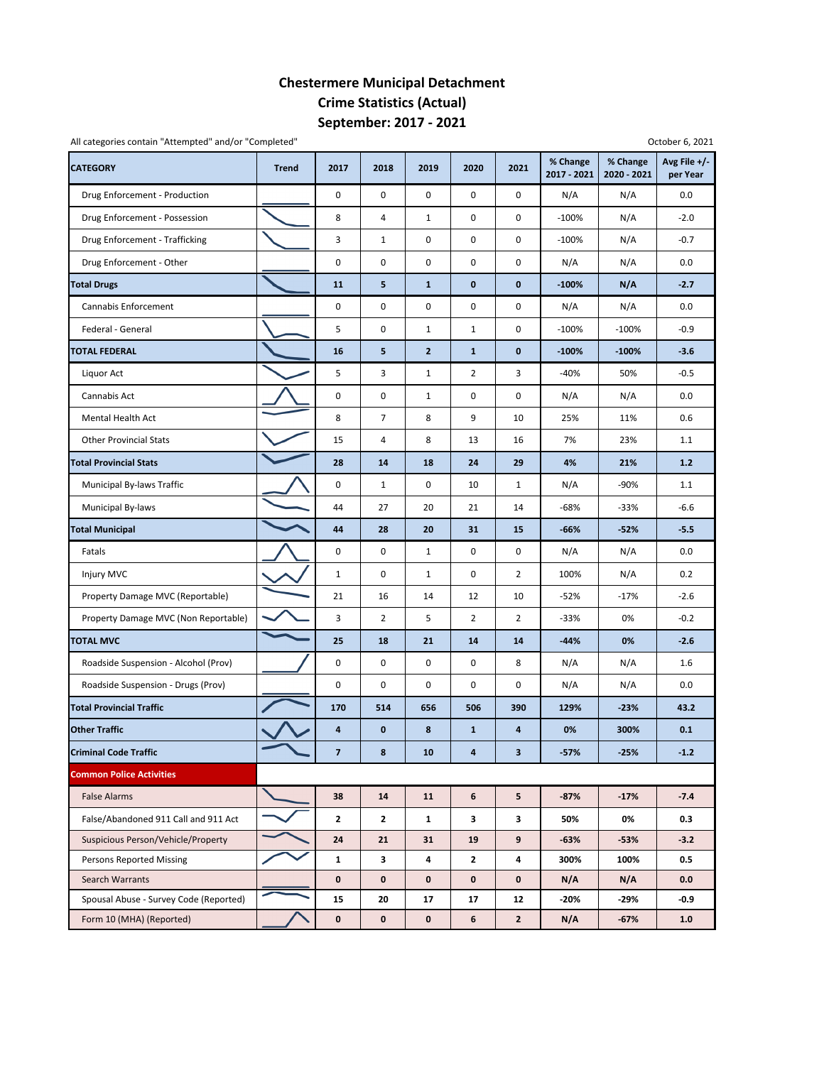# Chestermere Municipal Detachment
## Crime Statistics (Actual)
## September: 2017 - 2021

All categories contain "Attempted" and/or "Completed"

October 6, 2021

| CATEGORY | Trend | 2017 | 2018 | 2019 | 2020 | 2021 | % Change 2017 - 2021 | % Change 2020 - 2021 | Avg File +/- per Year |
|---|---|---|---|---|---|---|---|---|---|
| Drug Enforcement - Production | | 0 | 0 | 0 | 0 | 0 | N/A | N/A | 0.0 |
| Drug Enforcement - Possession | | 8 | 4 | 1 | 0 | 0 | -100% | N/A | -2.0 |
| Drug Enforcement - Trafficking | | 3 | 1 | 0 | 0 | 0 | -100% | N/A | -0.7 |
| Drug Enforcement - Other | | 0 | 0 | 0 | 0 | 0 | N/A | N/A | 0.0 |
| **Total Drugs** | | **11** | **5** | **1** | **0** | **0** | **-100%** | **N/A** | **-2.7** |
| Cannabis Enforcement | | 0 | 0 | 0 | 0 | 0 | N/A | N/A | 0.0 |
| Federal - General | | 5 | 0 | 1 | 1 | 0 | -100% | -100% | -0.9 |
| **TOTAL FEDERAL** | | **16** | **5** | **2** | **1** | **0** | **-100%** | **-100%** | **-3.6** |
| Liquor Act | | 5 | 3 | 1 | 2 | 3 | -40% | 50% | -0.5 |
| Cannabis Act | | 0 | 0 | 1 | 0 | 0 | N/A | N/A | 0.0 |
| Mental Health Act | | 8 | 7 | 8 | 9 | 10 | 25% | 11% | 0.6 |
| Other Provincial Stats | | 15 | 4 | 8 | 13 | 16 | 7% | 23% | 1.1 |
| **Total Provincial Stats** | | **28** | **14** | **18** | **24** | **29** | **4%** | **21%** | **1.2** |
| Municipal By-laws Traffic | | 0 | 1 | 0 | 10 | 1 | N/A | -90% | 1.1 |
| Municipal By-laws | | 44 | 27 | 20 | 21 | 14 | -68% | -33% | -6.6 |
| **Total Municipal** | | **44** | **28** | **20** | **31** | **15** | **-66%** | **-52%** | **-5.5** |
| Fatals | | 0 | 0 | 1 | 0 | 0 | N/A | N/A | 0.0 |
| Injury MVC | | 1 | 0 | 1 | 0 | 2 | 100% | N/A | 0.2 |
| Property Damage MVC (Reportable) | | 21 | 16 | 14 | 12 | 10 | -52% | -17% | -2.6 |
| Property Damage MVC (Non Reportable) | | 3 | 2 | 5 | 2 | 2 | -33% | 0% | -0.2 |
| **TOTAL MVC** | | **25** | **18** | **21** | **14** | **14** | **-44%** | **0%** | **-2.6** |
| Roadside Suspension - Alcohol (Prov) | | 0 | 0 | 0 | 0 | 8 | N/A | N/A | 1.6 |
| Roadside Suspension - Drugs (Prov) | | 0 | 0 | 0 | 0 | 0 | N/A | N/A | 0.0 |
| **Total Provincial Traffic** | | **170** | **514** | **656** | **506** | **390** | **129%** | **-23%** | **43.2** |
| **Other Traffic** | | **4** | **0** | **8** | **1** | **4** | **0%** | **300%** | **0.1** |
| **Criminal Code Traffic** | | **7** | **8** | **10** | **4** | **3** | **-57%** | **-25%** | **-1.2** |
| **Common Police Activities** | | | | | | | | | |
| False Alarms | | **38** | **14** | **11** | **6** | **5** | **-87%** | **-17%** | **-7.4** |
| False/Abandoned 911 Call and 911 Act | | **2** | **2** | **1** | **3** | **3** | **50%** | **0%** | **0.3** |
| Suspicious Person/Vehicle/Property | | **24** | **21** | **31** | **19** | **9** | **-63%** | **-53%** | **-3.2** |
| Persons Reported Missing | | **1** | **3** | **4** | **2** | **4** | **300%** | **100%** | **0.5** |
| Search Warrants | | **0** | **0** | **0** | **0** | **0** | **N/A** | **N/A** | **0.0** |
| Spousal Abuse - Survey Code (Reported) | | **15** | **20** | **17** | **17** | **12** | **-20%** | **-29%** | **-0.9** |
| Form 10 (MHA) (Reported) | | **0** | **0** | **0** | **6** | **2** | **N/A** | **-67%** | **1.0** |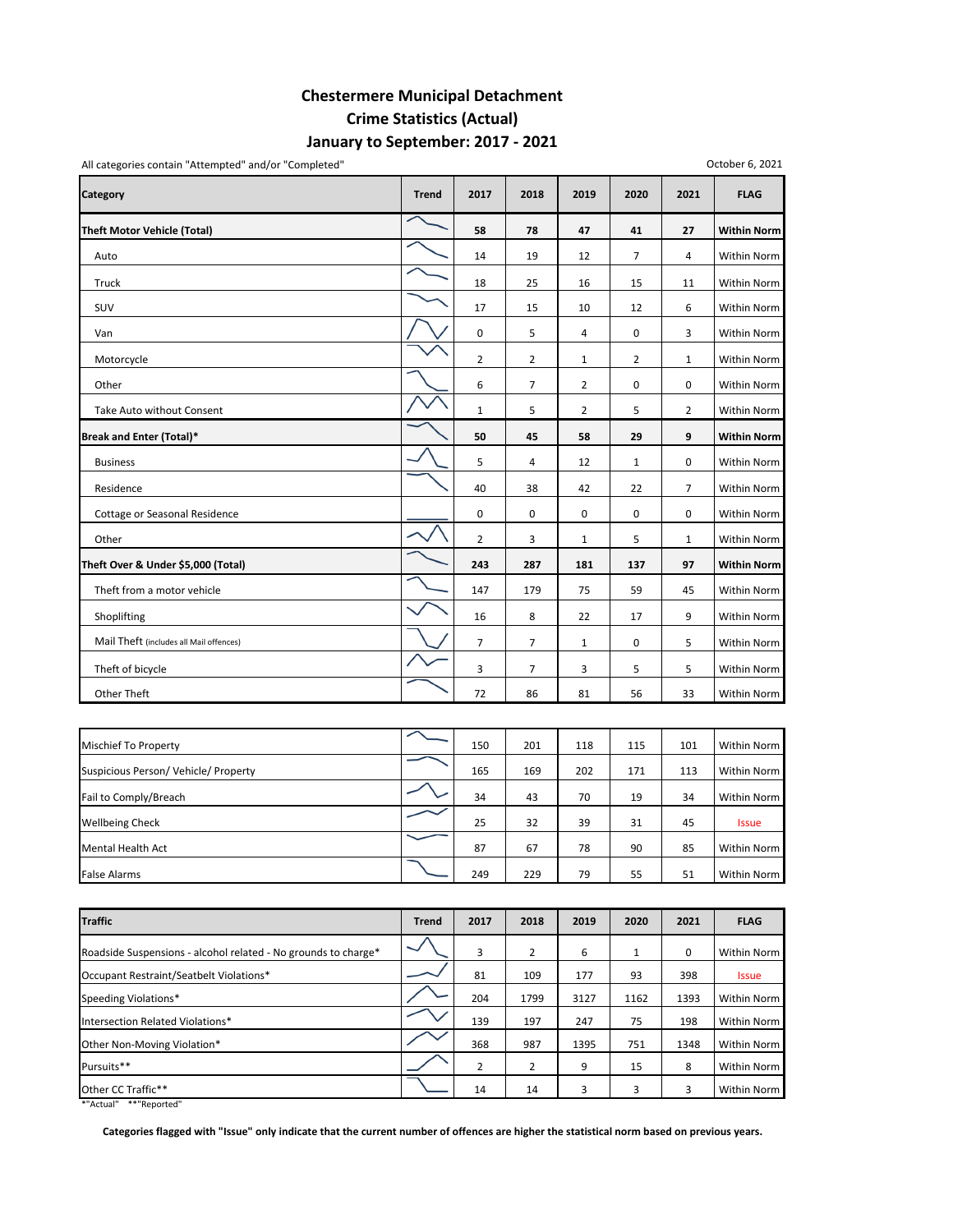# Chestermere Municipal Detachment
## Crime Statistics (Actual)
## January to September: 2017 - 2021

All categories contain "Attempted" and/or "Completed"

October 6, 2021

| Category | Trend | 2017 | 2018 | 2019 | 2020 | 2021 | FLAG |
|---|---|---|---|---|---|---|---|
| **Theft Motor Vehicle (Total)** | | **58** | **78** | **47** | **41** | **27** | **Within Norm** |
| Auto | | 14 | 19 | 12 | 7 | 4 | Within Norm |
| Truck | | 18 | 25 | 16 | 15 | 11 | Within Norm |
| SUV | | 17 | 15 | 10 | 12 | 6 | Within Norm |
| Van | | 0 | 5 | 4 | 0 | 3 | Within Norm |
| Motorcycle | | 2 | 2 | 1 | 2 | 1 | Within Norm |
| Other | | 6 | 7 | 2 | 0 | 0 | Within Norm |
| Take Auto without Consent | | 1 | 5 | 2 | 5 | 2 | Within Norm |
| **Break and Enter (Total)*** | | **50** | **45** | **58** | **29** | **9** | **Within Norm** |
| Business | | 5 | 4 | 12 | 1 | 0 | Within Norm |
| Residence | | 40 | 38 | 42 | 22 | 7 | Within Norm |
| Cottage or Seasonal Residence | | 0 | 0 | 0 | 0 | 0 | Within Norm |
| Other | | 2 | 3 | 1 | 5 | 1 | Within Norm |
| **Theft Over & Under $5,000 (Total)** | | **243** | **287** | **181** | **137** | **97** | **Within Norm** |
| Theft from a motor vehicle | | 147 | 179 | 75 | 59 | 45 | Within Norm |
| Shoplifting | | 16 | 8 | 22 | 17 | 9 | Within Norm |
| Mail Theft (includes all Mail offences) | | 7 | 7 | 1 | 0 | 5 | Within Norm |
| Theft of bicycle | | 3 | 7 | 3 | 5 | 5 | Within Norm |
| Other Theft | | 72 | 86 | 81 | 56 | 33 | Within Norm |

| Category | Trend | 2017 | 2018 | 2019 | 2020 | 2021 | FLAG |
|---|---|---|---|---|---|---|---|
| Mischief To Property | | 150 | 201 | 118 | 115 | 101 | Within Norm |
| Suspicious Person/ Vehicle/ Property | | 165 | 169 | 202 | 171 | 113 | Within Norm |
| Fail to Comply/Breach | | 34 | 43 | 70 | 19 | 34 | Within Norm |
| Wellbeing Check | | 25 | 32 | 39 | 31 | 45 | Issue |
| Mental Health Act | | 87 | 67 | 78 | 90 | 85 | Within Norm |
| False Alarms | | 249 | 229 | 79 | 55 | 51 | Within Norm |

| Traffic | Trend | 2017 | 2018 | 2019 | 2020 | 2021 | FLAG |
|---|---|---|---|---|---|---|---|
| Roadside Suspensions - alcohol related - No grounds to charge* | | 3 | 2 | 6 | 1 | 0 | Within Norm |
| Occupant Restraint/Seatbelt Violations* | | 81 | 109 | 177 | 93 | 398 | Issue |
| Speeding Violations* | | 204 | 1799 | 3127 | 1162 | 1393 | Within Norm |
| Intersection Related Violations* | | 139 | 197 | 247 | 75 | 198 | Within Norm |
| Other Non-Moving Violation* | | 368 | 987 | 1395 | 751 | 1348 | Within Norm |
| Pursuits** | | 2 | 2 | 9 | 15 | 8 | Within Norm |
| Other CC Traffic** | | 14 | 14 | 3 | 3 | 3 | Within Norm |

*"Actual" **"Reported"

**Categories flagged with "Issue" only indicate that the current number of offences are higher the statistical norm based on previous years.**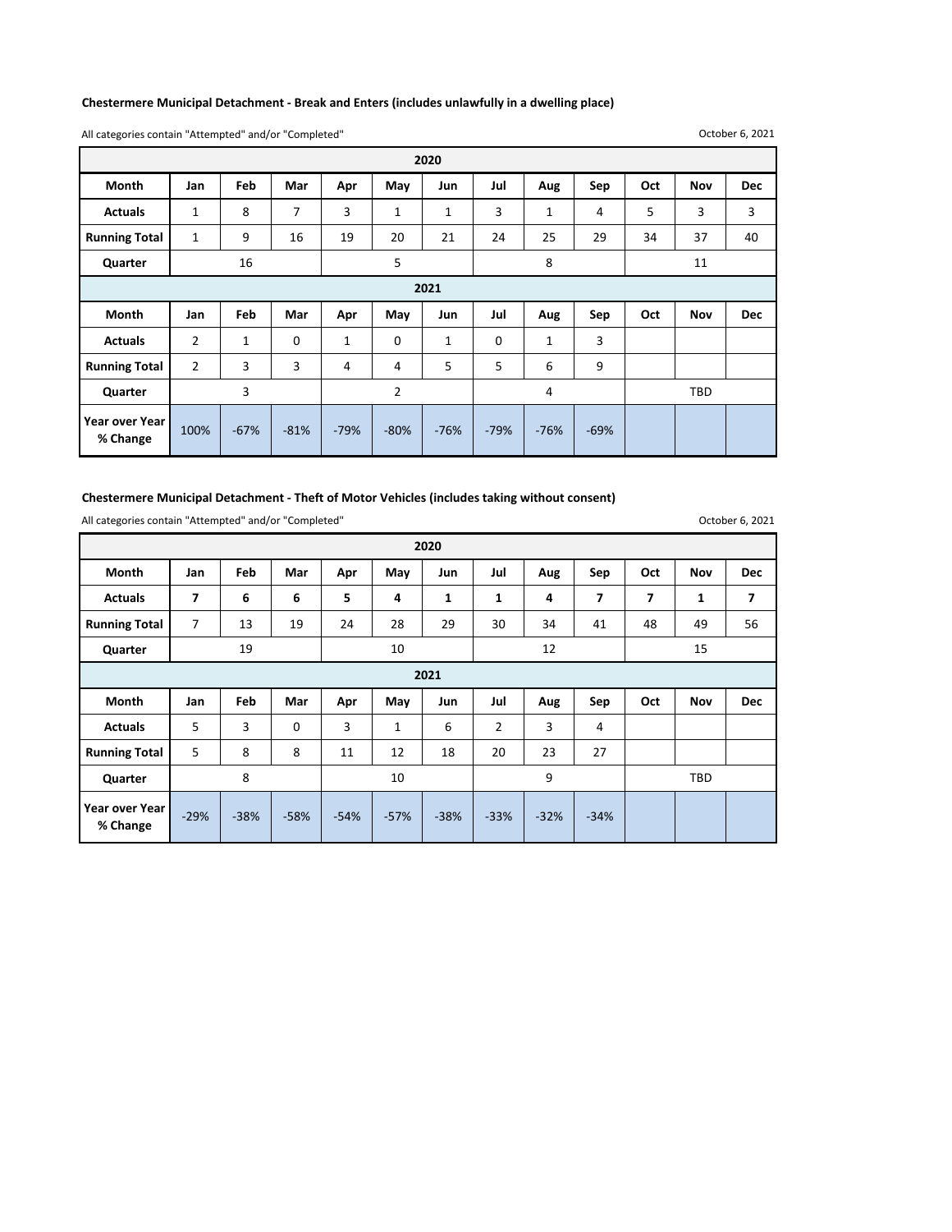### Chestermere Municipal Detachment - Break and Enters (includes unlawfully in a dwelling place)

All categories contain "Attempted" and/or "Completed"

October 6, 2021

| 2020 | | | | | | | | | | | | |
|---|---|---|---|---|---|---|---|---|---|---|---|---|
| **Month** | **Jan** | **Feb** | **Mar** | **Apr** | **May** | **Jun** | **Jul** | **Aug** | **Sep** | **Oct** | **Nov** | **Dec** |
| **Actuals** | 1 | 8 | 7 | 3 | 1 | 1 | 3 | 1 | 4 | 5 | 3 | 3 |
| **Running Total** | 1 | 9 | 16 | 19 | 20 | 21 | 24 | 25 | 29 | 34 | 37 | 40 |
| **Quarter** | 16 | | | 5 | | | 8 | | | 11 | | |
| **2021** | | | | | | | | | | | | |
| **Month** | **Jan** | **Feb** | **Mar** | **Apr** | **May** | **Jun** | **Jul** | **Aug** | **Sep** | **Oct** | **Nov** | **Dec** |
| **Actuals** | 2 | 1 | 0 | 1 | 0 | 1 | 0 | 1 | 3 | | | |
| **Running Total** | 2 | 3 | 3 | 4 | 4 | 5 | 5 | 6 | 9 | | | |
| **Quarter** | 3 | | | 2 | | | 4 | | | TBD | | |
| **Year over Year % Change** | 100% | -67% | -81% | -79% | -80% | -76% | -79% | -76% | -69% | | | |

### Chestermere Municipal Detachment - Theft of Motor Vehicles (includes taking without consent)

All categories contain "Attempted" and/or "Completed"

October 6, 2021

| 2020 | | | | | | | | | | | | |
|---|---|---|---|---|---|---|---|---|---|---|---|---|
| **Month** | **Jan** | **Feb** | **Mar** | **Apr** | **May** | **Jun** | **Jul** | **Aug** | **Sep** | **Oct** | **Nov** | **Dec** |
| **Actuals** | **7** | **6** | **6** | **5** | **4** | **1** | **1** | **4** | **7** | **7** | **1** | **7** |
| **Running Total** | 7 | 13 | 19 | 24 | 28 | 29 | 30 | 34 | 41 | 48 | 49 | 56 |
| **Quarter** | 19 | | | 10 | | | 12 | | | 15 | | |
| **2021** | | | | | | | | | | | | |
| **Month** | **Jan** | **Feb** | **Mar** | **Apr** | **May** | **Jun** | **Jul** | **Aug** | **Sep** | **Oct** | **Nov** | **Dec** |
| **Actuals** | 5 | 3 | 0 | 3 | 1 | 6 | 2 | 3 | 4 | | | |
| **Running Total** | 5 | 8 | 8 | 11 | 12 | 18 | 20 | 23 | 27 | | | |
| **Quarter** | 8 | | | 10 | | | 9 | | | TBD | | |
| **Year over Year % Change** | -29% | -38% | -58% | -54% | -57% | -38% | -33% | -32% | -34% | | | |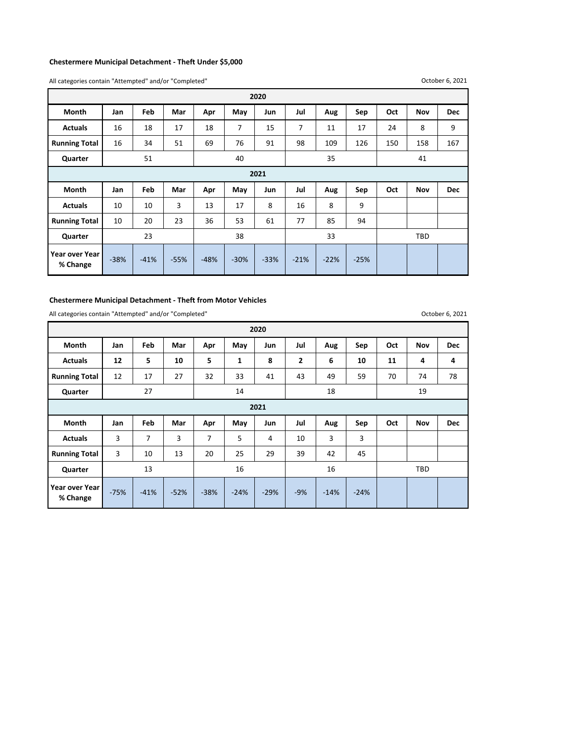**Chestermere Municipal Detachment - Theft Under $5,000**

All categories contain "Attempted" and/or "Completed"

October 6, 2021

| 2020 | | | | | | | | | | | | |
|---|---|---|---|---|---|---|---|---|---|---|---|---|
| **Month** | **Jan** | **Feb** | **Mar** | **Apr** | **May** | **Jun** | **Jul** | **Aug** | **Sep** | **Oct** | **Nov** | **Dec** |
| **Actuals** | 16 | 18 | 17 | 18 | 7 | 15 | 7 | 11 | 17 | 24 | 8 | 9 |
| **Running Total** | 16 | 34 | 51 | 69 | 76 | 91 | 98 | 109 | 126 | 150 | 158 | 167 |
| **Quarter** | 51 | | | 40 | | | 35 | | | 41 | | |
| **2021** | | | | | | | | | | | | |
| **Month** | **Jan** | **Feb** | **Mar** | **Apr** | **May** | **Jun** | **Jul** | **Aug** | **Sep** | **Oct** | **Nov** | **Dec** |
| **Actuals** | 10 | 10 | 3 | 13 | 17 | 8 | 16 | 8 | 9 | | | |
| **Running Total** | 10 | 20 | 23 | 36 | 53 | 61 | 77 | 85 | 94 | | | |
| **Quarter** | 23 | | | 38 | | | 33 | | | TBD | | |
| **Year over Year % Change** | -38% | -41% | -55% | -48% | -30% | -33% | -21% | -22% | -25% | | | |

**Chestermere Municipal Detachment - Theft from Motor Vehicles**

All categories contain "Attempted" and/or "Completed"

October 6, 2021

| 2020 | | | | | | | | | | | | |
|---|---|---|---|---|---|---|---|---|---|---|---|---|
| **Month** | **Jan** | **Feb** | **Mar** | **Apr** | **May** | **Jun** | **Jul** | **Aug** | **Sep** | **Oct** | **Nov** | **Dec** |
| **Actuals** | **12** | **5** | **10** | **5** | **1** | **8** | **2** | **6** | **10** | **11** | **4** | **4** |
| **Running Total** | 12 | 17 | 27 | 32 | 33 | 41 | 43 | 49 | 59 | 70 | 74 | 78 |
| **Quarter** | 27 | | | 14 | | | 18 | | | 19 | | |
| **2021** | | | | | | | | | | | | |
| **Month** | **Jan** | **Feb** | **Mar** | **Apr** | **May** | **Jun** | **Jul** | **Aug** | **Sep** | **Oct** | **Nov** | **Dec** |
| **Actuals** | 3 | 7 | 3 | 7 | 5 | 4 | 10 | 3 | 3 | | | |
| **Running Total** | 3 | 10 | 13 | 20 | 25 | 29 | 39 | 42 | 45 | | | |
| **Quarter** | 13 | | | 16 | | | 16 | | | TBD | | |
| **Year over Year % Change** | -75% | -41% | -52% | -38% | -24% | -29% | -9% | -14% | -24% | | | |